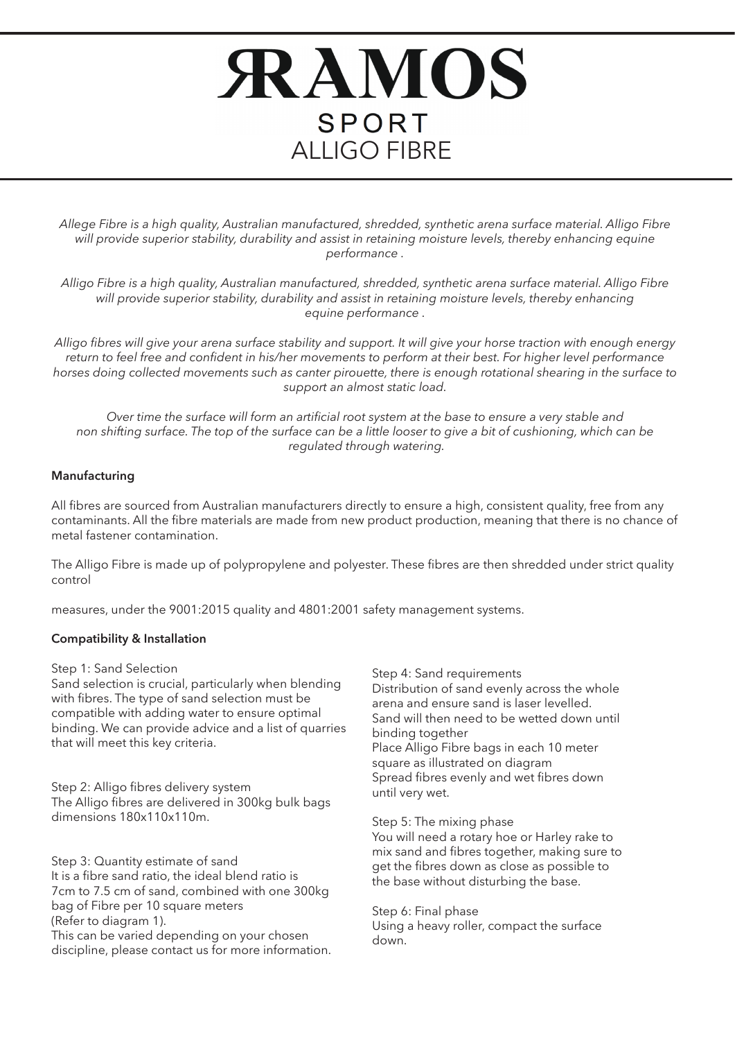# RAMOS
## SPORT
## ALLIGO FIBRE

*Allege Fibre is a high quality, Australian manufactured, shredded, synthetic arena surface material. Alligo Fibre will provide superior stability, durability and assist in retaining moisture levels, thereby enhancing equine performance .*

*Alligo Fibre is a high quality, Australian manufactured, shredded, synthetic arena surface material. Alligo Fibre will provide superior stability, durability and assist in retaining moisture levels, thereby enhancing equine performance .*

*Alligo fibres will give your arena surface stability and support. It will give your horse traction with enough energy return to feel free and confident in his/her movements to perform at their best. For higher level performance horses doing collected movements such as canter pirouette, there is enough rotational shearing in the surface to support an almost static load.*

*Over time the surface will form an artificial root system at the base to ensure a very stable and non shifting surface. The top of the surface can be a little looser to give a bit of cushioning, which can be regulated through watering.*

**Manufacturing**

All fibres are sourced from Australian manufacturers directly to ensure a high, consistent quality, free from any contaminants. All the fibre materials are made from new product production, meaning that there is no chance of metal fastener contamination.

The Alligo Fibre is made up of polypropylene and polyester. These fibres are then shredded under strict quality control

measures, under the 9001:2015 quality and 4801:2001 safety management systems.

**Compatibility & Installation**

Step 1: Sand Selection
Sand selection is crucial, particularly when blending with fibres. The type of sand selection must be compatible with adding water to ensure optimal binding. We can provide advice and a list of quarries that will meet this key criteria.

Step 2: Alligo fibres delivery system
The Alligo fibres are delivered in 300kg bulk bags dimensions 180x110x110m.

Step 3: Quantity estimate of sand
It is a fibre sand ratio, the ideal blend ratio is 7cm to 7.5 cm of sand, combined with one 300kg bag of Fibre per 10 square meters
(Refer to diagram 1).
This can be varied depending on your chosen discipline, please contact us for more information.

Step 4: Sand requirements
Distribution of sand evenly across the whole arena and ensure sand is laser levelled.
Sand will then need to be wetted down until binding together
Place Alligo Fibre bags in each 10 meter square as illustrated on diagram
Spread fibres evenly and wet fibres down until very wet.

Step 5: The mixing phase
You will need a rotary hoe or Harley rake to mix sand and fibres together, making sure to get the fibres down as close as possible to the base without disturbing the base.

Step 6: Final phase
Using a heavy roller, compact the surface down.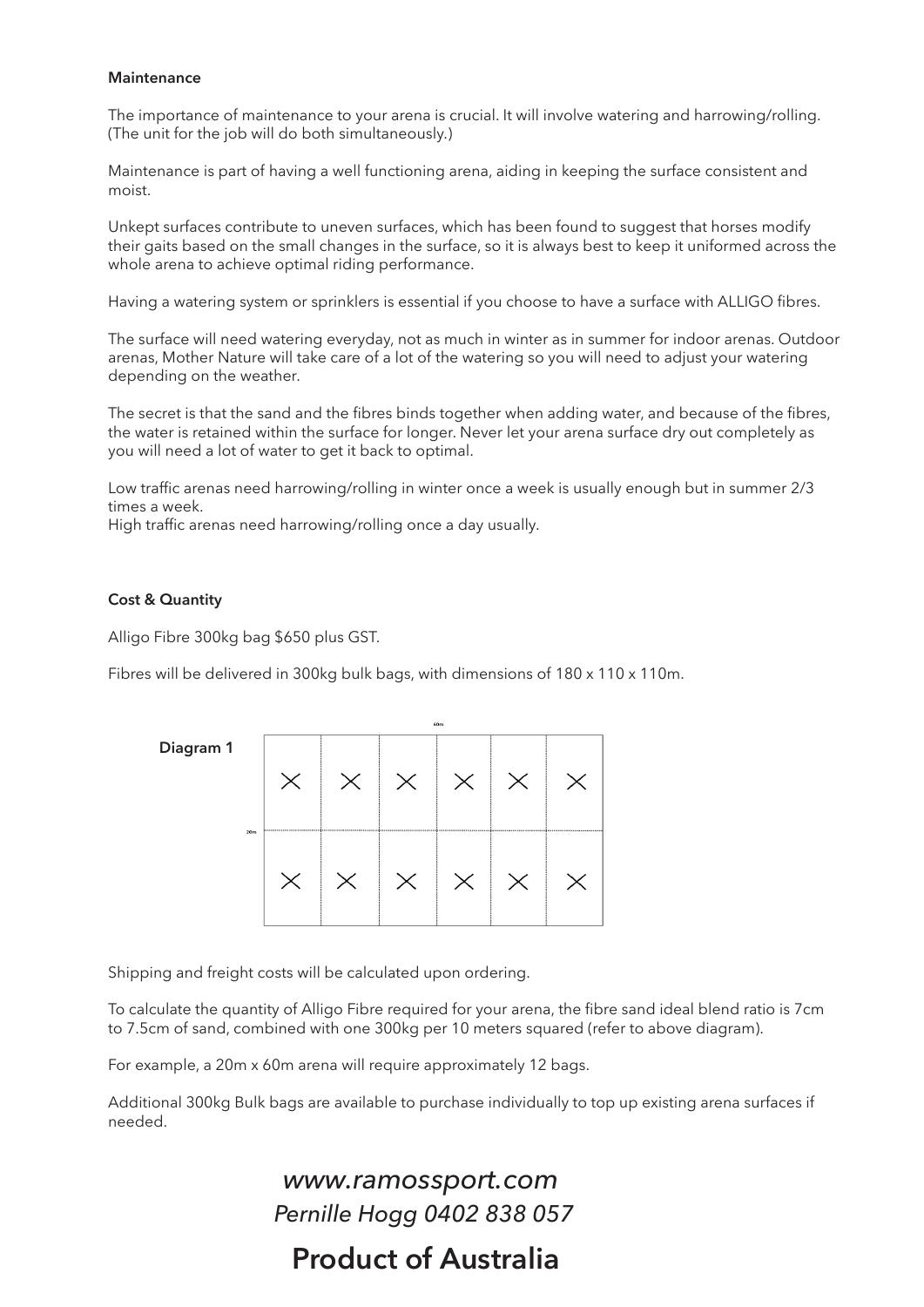### Maintenance

The importance of maintenance to your arena is crucial. It will involve watering and harrowing/rolling. (The unit for the job will do both simultaneously.)

Maintenance is part of having a well functioning arena, aiding in keeping the surface consistent and moist.

Unkept surfaces contribute to uneven surfaces, which has been found to suggest that horses modify their gaits based on the small changes in the surface, so it is always best to keep it uniformed across the whole arena to achieve optimal riding performance.

Having a watering system or sprinklers is essential if you choose to have a surface with ALLIGO fibres.

The surface will need watering everyday, not as much in winter as in summer for indoor arenas. Outdoor arenas, Mother Nature will take care of a lot of the watering so you will need to adjust your watering depending on the weather.

The secret is that the sand and the fibres binds together when adding water, and because of the fibres, the water is retained within the surface for longer. Never let your arena surface dry out completely as you will need a lot of water to get it back to optimal.

Low traffic arenas need harrowing/rolling in winter once a week is usually enough but in summer 2/3 times a week.
High traffic arenas need harrowing/rolling once a day usually.

### Cost & Quantity

Alligo Fibre 300kg bag $650 plus GST.

Fibres will be delivered in 300kg bulk bags, with dimensions of 180 x 110 x 110m.

**Diagram 1**

60m

20m

Shipping and freight costs will be calculated upon ordering.

To calculate the quantity of Alligo Fibre required for your arena, the fibre sand ideal blend ratio is 7cm to 7.5cm of sand, combined with one 300kg per 10 meters squared (refer to above diagram).

For example, a 20m x 60m arena will require approximately 12 bags.

Additional 300kg Bulk bags are available to purchase individually to top up existing arena surfaces if needed.

*www.ramossport.com*
*Pernille Hogg 0402 838 057*

## Product of Australia